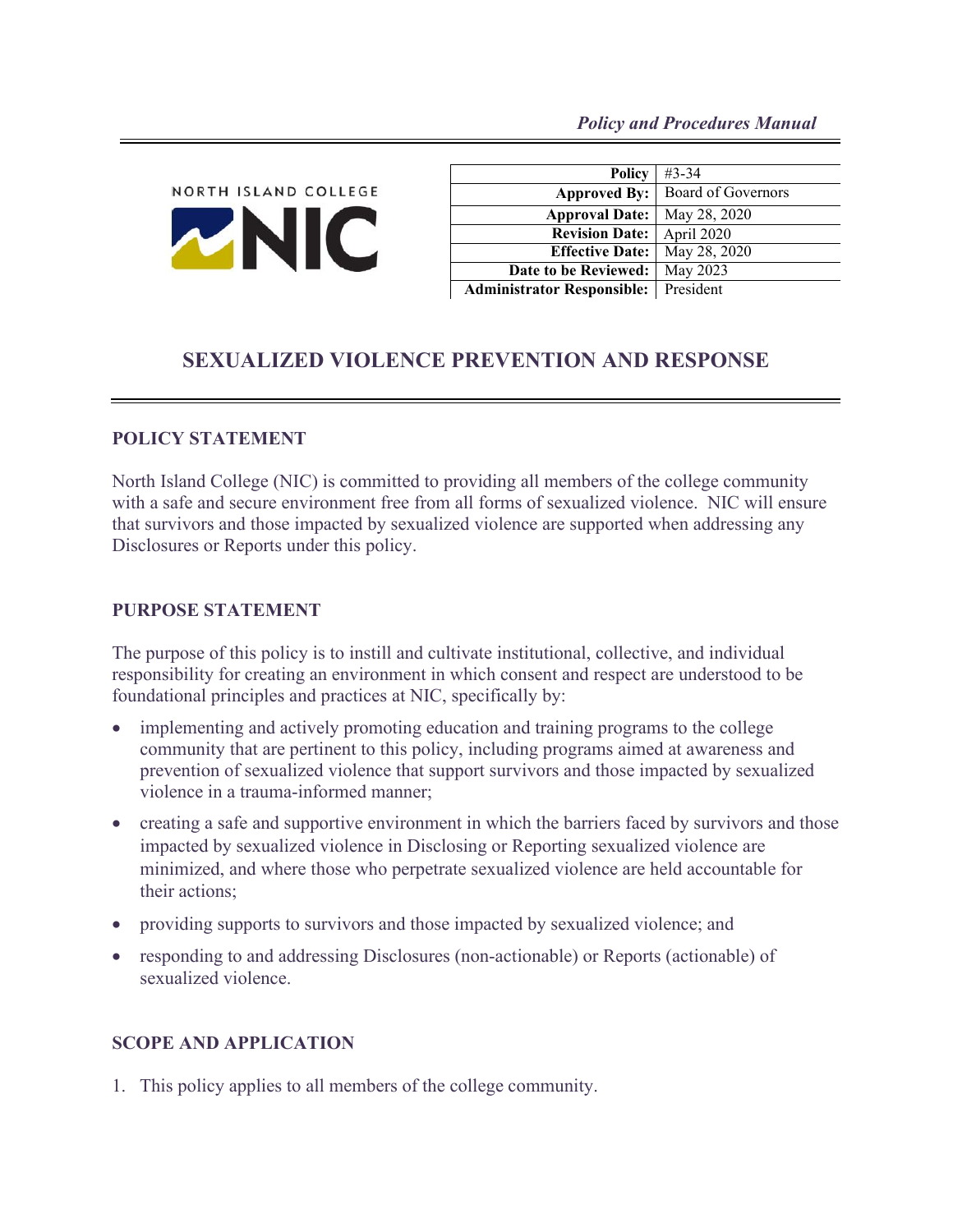*Policy and Procedures Manual*

NORTH ISLAND COLLEGE

| | |
|---:|---|
| **Policy** | #3-34 |
| **Approved By:** | Board of Governors |
| **Approval Date:** | May 28, 2020 |
| **Revision Date:** | April 2020 |
| **Effective Date:** | May 28, 2020 |
| **Date to be Reviewed:** | May 2023 |
| **Administrator Responsible:** | President |

# SEXUALIZED VIOLENCE PREVENTION AND RESPONSE

## POLICY STATEMENT

North Island College (NIC) is committed to providing all members of the college community with a safe and secure environment free from all forms of sexualized violence. NIC will ensure that survivors and those impacted by sexualized violence are supported when addressing any Disclosures or Reports under this policy.

## PURPOSE STATEMENT

The purpose of this policy is to instill and cultivate institutional, collective, and individual responsibility for creating an environment in which consent and respect are understood to be foundational principles and practices at NIC, specifically by:

- implementing and actively promoting education and training programs to the college community that are pertinent to this policy, including programs aimed at awareness and prevention of sexualized violence that support survivors and those impacted by sexualized violence in a trauma-informed manner;
- creating a safe and supportive environment in which the barriers faced by survivors and those impacted by sexualized violence in Disclosing or Reporting sexualized violence are minimized, and where those who perpetrate sexualized violence are held accountable for their actions;
- providing supports to survivors and those impacted by sexualized violence; and
- responding to and addressing Disclosures (non-actionable) or Reports (actionable) of sexualized violence.

## SCOPE AND APPLICATION

1. This policy applies to all members of the college community.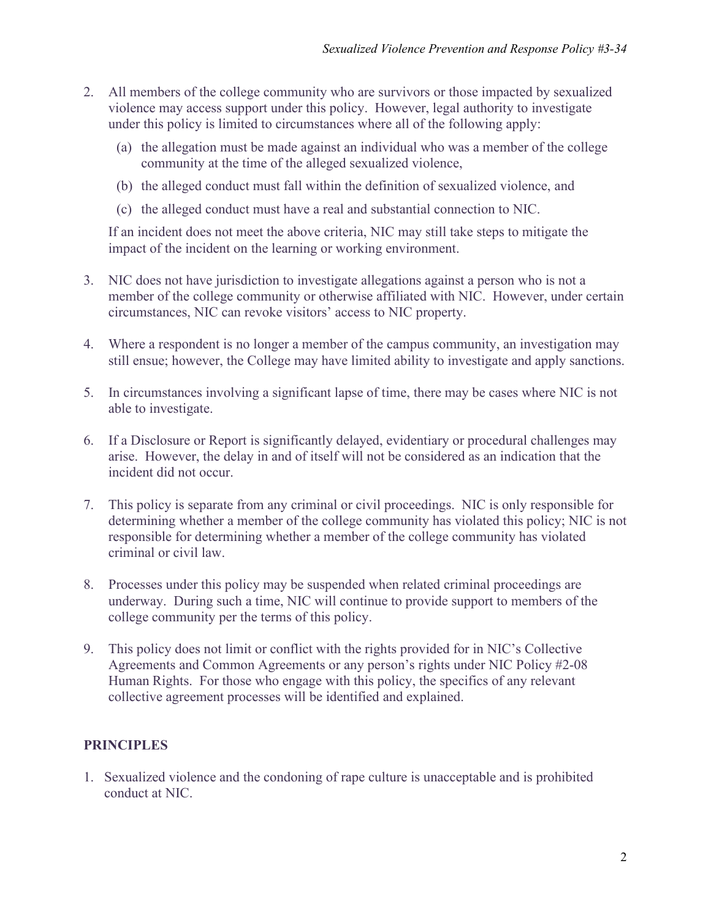2. All members of the college community who are survivors or those impacted by sexualized violence may access support under this policy. However, legal authority to investigate under this policy is limited to circumstances where all of the following apply:

   (a) the allegation must be made against an individual who was a member of the college community at the time of the alleged sexualized violence,

   (b) the alleged conduct must fall within the definition of sexualized violence, and

   (c) the alleged conduct must have a real and substantial connection to NIC.

   If an incident does not meet the above criteria, NIC may still take steps to mitigate the impact of the incident on the learning or working environment.

3. NIC does not have jurisdiction to investigate allegations against a person who is not a member of the college community or otherwise affiliated with NIC. However, under certain circumstances, NIC can revoke visitors' access to NIC property.

4. Where a respondent is no longer a member of the campus community, an investigation may still ensue; however, the College may have limited ability to investigate and apply sanctions.

5. In circumstances involving a significant lapse of time, there may be cases where NIC is not able to investigate.

6. If a Disclosure or Report is significantly delayed, evidentiary or procedural challenges may arise. However, the delay in and of itself will not be considered as an indication that the incident did not occur.

7. This policy is separate from any criminal or civil proceedings. NIC is only responsible for determining whether a member of the college community has violated this policy; NIC is not responsible for determining whether a member of the college community has violated criminal or civil law.

8. Processes under this policy may be suspended when related criminal proceedings are underway. During such a time, NIC will continue to provide support to members of the college community per the terms of this policy.

9. This policy does not limit or conflict with the rights provided for in NIC's Collective Agreements and Common Agreements or any person's rights under NIC Policy #2-08 Human Rights. For those who engage with this policy, the specifics of any relevant collective agreement processes will be identified and explained.

## PRINCIPLES

1. Sexualized violence and the condoning of rape culture is unacceptable and is prohibited conduct at NIC.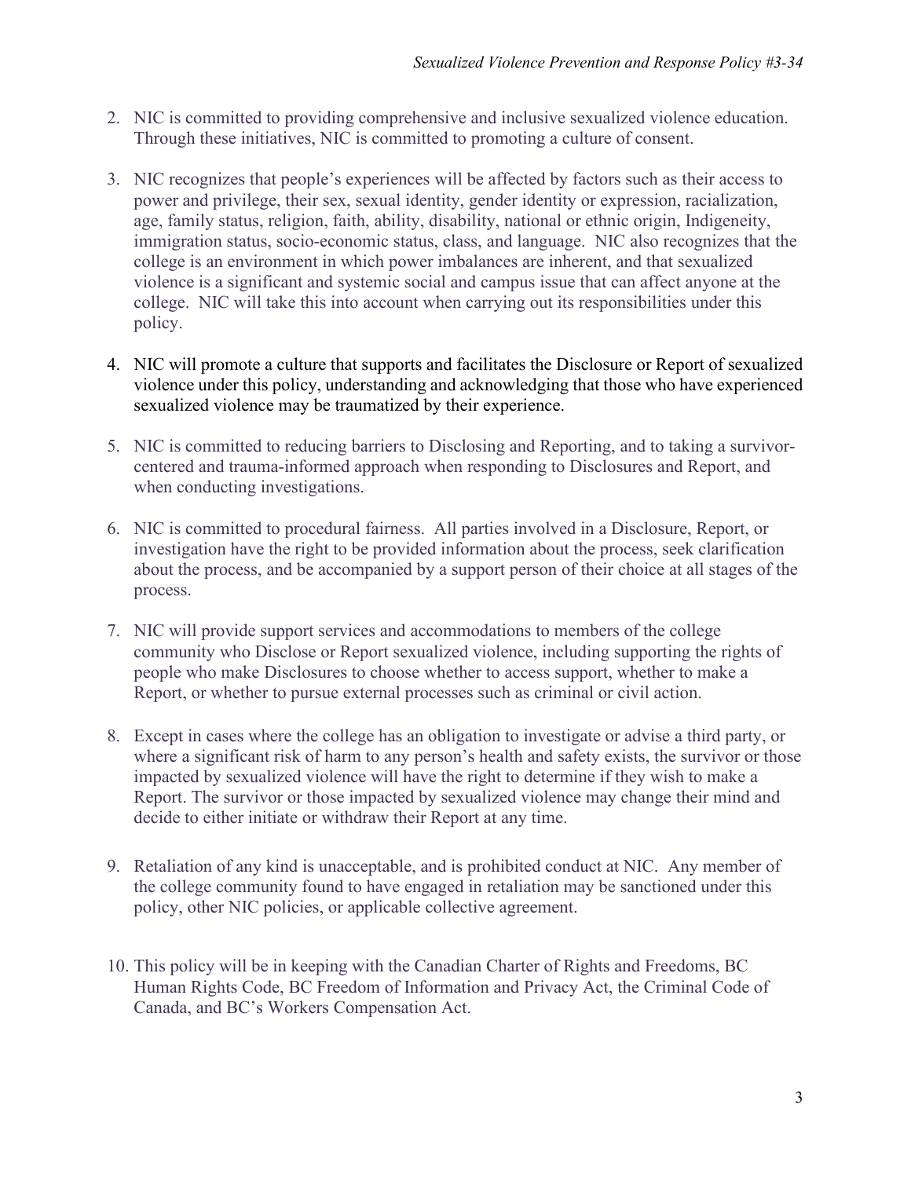2. NIC is committed to providing comprehensive and inclusive sexualized violence education. Through these initiatives, NIC is committed to promoting a culture of consent.

3. NIC recognizes that people's experiences will be affected by factors such as their access to power and privilege, their sex, sexual identity, gender identity or expression, racialization, age, family status, religion, faith, ability, disability, national or ethnic origin, Indigeneity, immigration status, socio-economic status, class, and language. NIC also recognizes that the college is an environment in which power imbalances are inherent, and that sexualized violence is a significant and systemic social and campus issue that can affect anyone at the college. NIC will take this into account when carrying out its responsibilities under this policy.

4. NIC will promote a culture that supports and facilitates the Disclosure or Report of sexualized violence under this policy, understanding and acknowledging that those who have experienced sexualized violence may be traumatized by their experience.

5. NIC is committed to reducing barriers to Disclosing and Reporting, and to taking a survivor-centered and trauma-informed approach when responding to Disclosures and Report, and when conducting investigations.

6. NIC is committed to procedural fairness. All parties involved in a Disclosure, Report, or investigation have the right to be provided information about the process, seek clarification about the process, and be accompanied by a support person of their choice at all stages of the process.

7. NIC will provide support services and accommodations to members of the college community who Disclose or Report sexualized violence, including supporting the rights of people who make Disclosures to choose whether to access support, whether to make a Report, or whether to pursue external processes such as criminal or civil action.

8. Except in cases where the college has an obligation to investigate or advise a third party, or where a significant risk of harm to any person's health and safety exists, the survivor or those impacted by sexualized violence will have the right to determine if they wish to make a Report. The survivor or those impacted by sexualized violence may change their mind and decide to either initiate or withdraw their Report at any time.

9. Retaliation of any kind is unacceptable, and is prohibited conduct at NIC. Any member of the college community found to have engaged in retaliation may be sanctioned under this policy, other NIC policies, or applicable collective agreement.

10. This policy will be in keeping with the Canadian Charter of Rights and Freedoms, BC Human Rights Code, BC Freedom of Information and Privacy Act, the Criminal Code of Canada, and BC's Workers Compensation Act.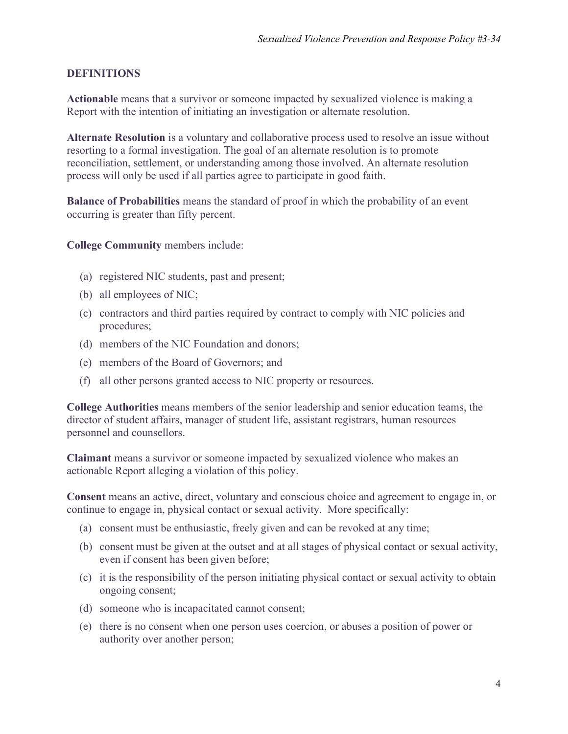## DEFINITIONS

**Actionable** means that a survivor or someone impacted by sexualized violence is making a Report with the intention of initiating an investigation or alternate resolution.

**Alternate Resolution** is a voluntary and collaborative process used to resolve an issue without resorting to a formal investigation. The goal of an alternate resolution is to promote reconciliation, settlement, or understanding among those involved. An alternate resolution process will only be used if all parties agree to participate in good faith.

**Balance of Probabilities** means the standard of proof in which the probability of an event occurring is greater than fifty percent.

**College Community** members include:

(a) registered NIC students, past and present;
(b) all employees of NIC;
(c) contractors and third parties required by contract to comply with NIC policies and procedures;
(d) members of the NIC Foundation and donors;
(e) members of the Board of Governors; and
(f) all other persons granted access to NIC property or resources.

**College Authorities** means members of the senior leadership and senior education teams, the director of student affairs, manager of student life, assistant registrars, human resources personnel and counsellors.

**Claimant** means a survivor or someone impacted by sexualized violence who makes an actionable Report alleging a violation of this policy.

**Consent** means an active, direct, voluntary and conscious choice and agreement to engage in, or continue to engage in, physical contact or sexual activity. More specifically:

(a) consent must be enthusiastic, freely given and can be revoked at any time;
(b) consent must be given at the outset and at all stages of physical contact or sexual activity, even if consent has been given before;
(c) it is the responsibility of the person initiating physical contact or sexual activity to obtain ongoing consent;
(d) someone who is incapacitated cannot consent;
(e) there is no consent when one person uses coercion, or abuses a position of power or authority over another person;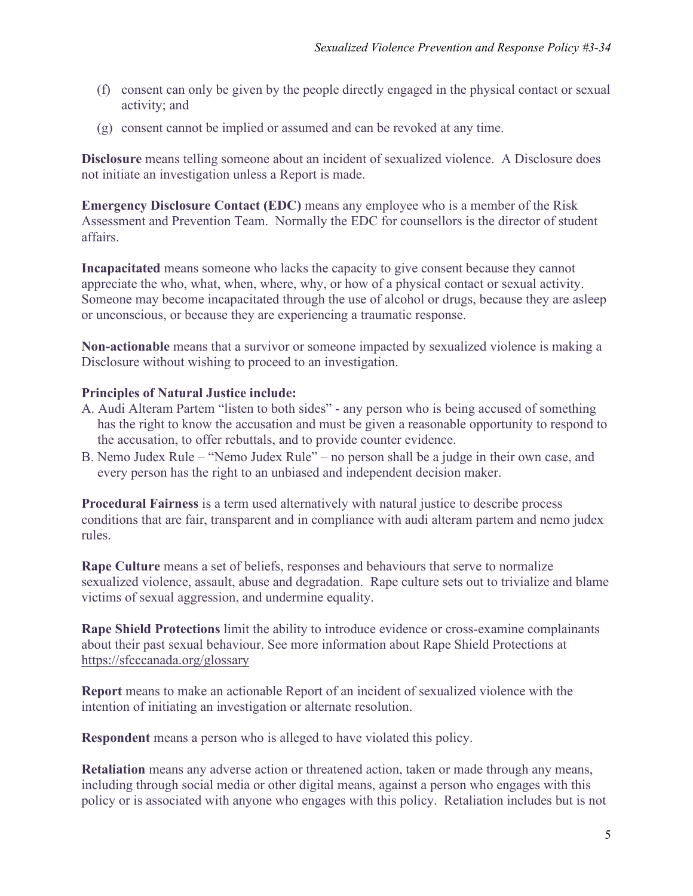(f) consent can only be given by the people directly engaged in the physical contact or sexual activity; and

(g) consent cannot be implied or assumed and can be revoked at any time.

**Disclosure** means telling someone about an incident of sexualized violence. A Disclosure does not initiate an investigation unless a Report is made.

**Emergency Disclosure Contact (EDC)** means any employee who is a member of the Risk Assessment and Prevention Team. Normally the EDC for counsellors is the director of student affairs.

**Incapacitated** means someone who lacks the capacity to give consent because they cannot appreciate the who, what, when, where, why, or how of a physical contact or sexual activity. Someone may become incapacitated through the use of alcohol or drugs, because they are asleep or unconscious, or because they are experiencing a traumatic response.

**Non-actionable** means that a survivor or someone impacted by sexualized violence is making a Disclosure without wishing to proceed to an investigation.

**Principles of Natural Justice include:**

A. Audi Alteram Partem "listen to both sides" - any person who is being accused of something has the right to know the accusation and must be given a reasonable opportunity to respond to the accusation, to offer rebuttals, and to provide counter evidence.

B. Nemo Judex Rule – "Nemo Judex Rule" – no person shall be a judge in their own case, and every person has the right to an unbiased and independent decision maker.

**Procedural Fairness** is a term used alternatively with natural justice to describe process conditions that are fair, transparent and in compliance with audi alteram partem and nemo judex rules.

**Rape Culture** means a set of beliefs, responses and behaviours that serve to normalize sexualized violence, assault, abuse and degradation. Rape culture sets out to trivialize and blame victims of sexual aggression, and undermine equality.

**Rape Shield Protections** limit the ability to introduce evidence or cross-examine complainants about their past sexual behaviour. See more information about Rape Shield Protections at https://sfcccanada.org/glossary

**Report** means to make an actionable Report of an incident of sexualized violence with the intention of initiating an investigation or alternate resolution.

**Respondent** means a person who is alleged to have violated this policy.

**Retaliation** means any adverse action or threatened action, taken or made through any means, including through social media or other digital means, against a person who engages with this policy or is associated with anyone who engages with this policy. Retaliation includes but is not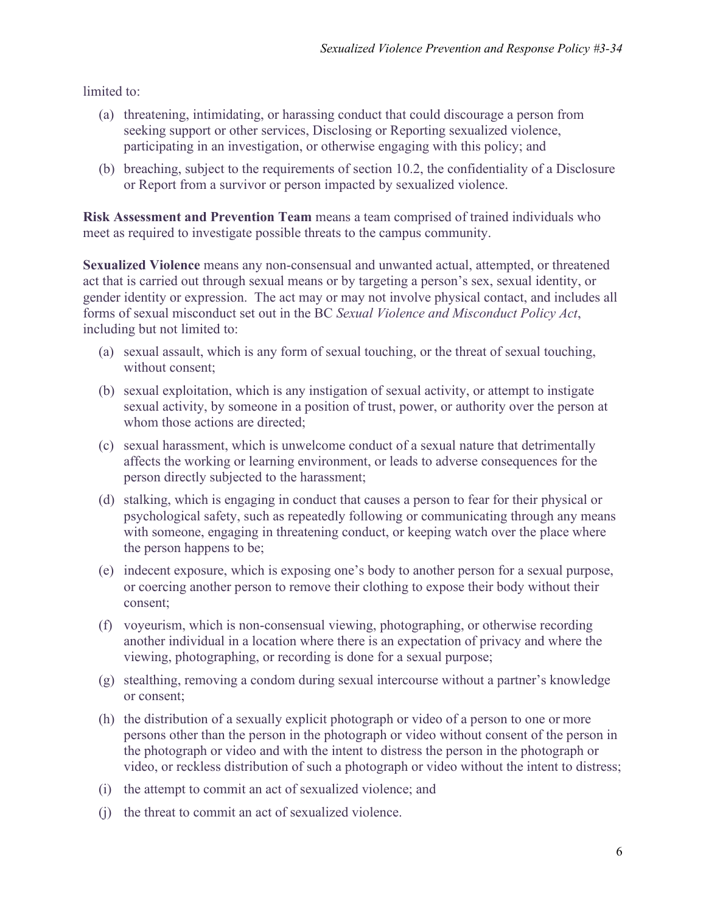limited to:

(a) threatening, intimidating, or harassing conduct that could discourage a person from seeking support or other services, Disclosing or Reporting sexualized violence, participating in an investigation, or otherwise engaging with this policy; and

(b) breaching, subject to the requirements of section 10.2, the confidentiality of a Disclosure or Report from a survivor or person impacted by sexualized violence.

**Risk Assessment and Prevention Team** means a team comprised of trained individuals who meet as required to investigate possible threats to the campus community.

**Sexualized Violence** means any non-consensual and unwanted actual, attempted, or threatened act that is carried out through sexual means or by targeting a person's sex, sexual identity, or gender identity or expression. The act may or may not involve physical contact, and includes all forms of sexual misconduct set out in the BC *Sexual Violence and Misconduct Policy Act*, including but not limited to:

(a) sexual assault, which is any form of sexual touching, or the threat of sexual touching, without consent;

(b) sexual exploitation, which is any instigation of sexual activity, or attempt to instigate sexual activity, by someone in a position of trust, power, or authority over the person at whom those actions are directed;

(c) sexual harassment, which is unwelcome conduct of a sexual nature that detrimentally affects the working or learning environment, or leads to adverse consequences for the person directly subjected to the harassment;

(d) stalking, which is engaging in conduct that causes a person to fear for their physical or psychological safety, such as repeatedly following or communicating through any means with someone, engaging in threatening conduct, or keeping watch over the place where the person happens to be;

(e) indecent exposure, which is exposing one's body to another person for a sexual purpose, or coercing another person to remove their clothing to expose their body without their consent;

(f) voyeurism, which is non-consensual viewing, photographing, or otherwise recording another individual in a location where there is an expectation of privacy and where the viewing, photographing, or recording is done for a sexual purpose;

(g) stealthing, removing a condom during sexual intercourse without a partner's knowledge or consent;

(h) the distribution of a sexually explicit photograph or video of a person to one or more persons other than the person in the photograph or video without consent of the person in the photograph or video and with the intent to distress the person in the photograph or video, or reckless distribution of such a photograph or video without the intent to distress;

(i) the attempt to commit an act of sexualized violence; and

(j) the threat to commit an act of sexualized violence.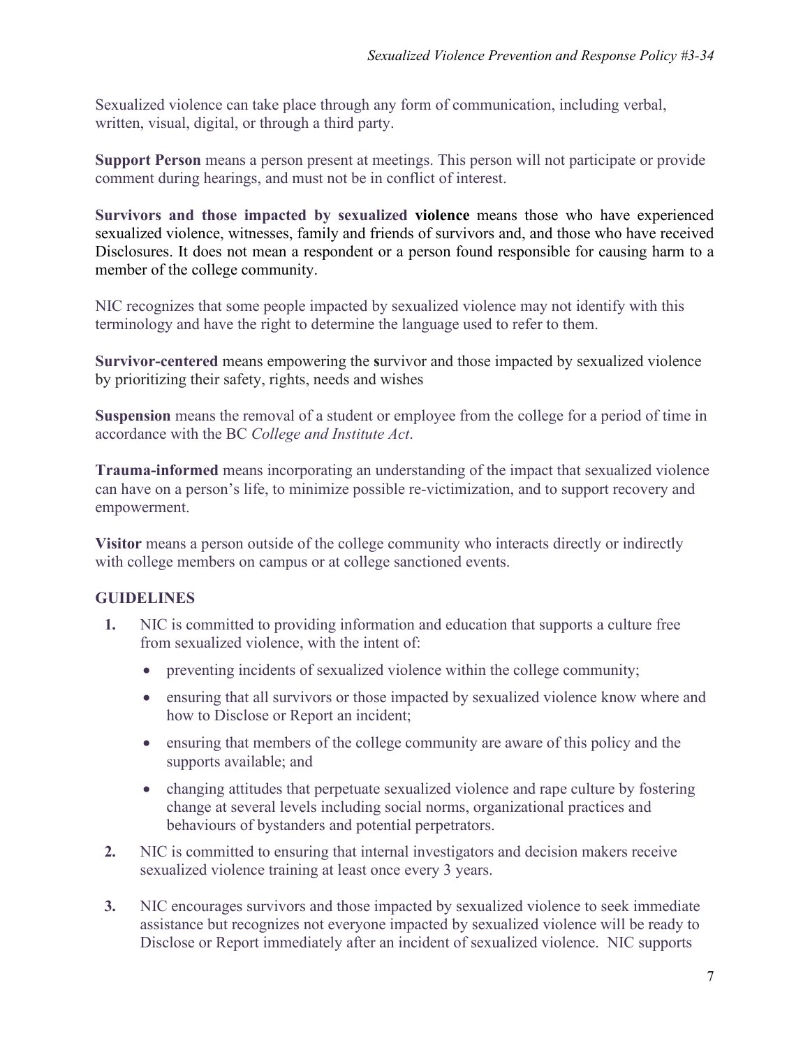Sexualized violence can take place through any form of communication, including verbal, written, visual, digital, or through a third party.

**Support Person** means a person present at meetings. This person will not participate or provide comment during hearings, and must not be in conflict of interest.

**Survivors and those impacted by sexualized violence** means those who have experienced sexualized violence, witnesses, family and friends of survivors and, and those who have received Disclosures. It does not mean a respondent or a person found responsible for causing harm to a member of the college community.

NIC recognizes that some people impacted by sexualized violence may not identify with this terminology and have the right to determine the language used to refer to them.

**Survivor-centered** means empowering the **s**urvivor and those impacted by sexualized violence by prioritizing their safety, rights, needs and wishes

**Suspension** means the removal of a student or employee from the college for a period of time in accordance with the BC *College and Institute Act*.

**Trauma-informed** means incorporating an understanding of the impact that sexualized violence can have on a person's life, to minimize possible re-victimization, and to support recovery and empowerment.

**Visitor** means a person outside of the college community who interacts directly or indirectly with college members on campus or at college sanctioned events.

## GUIDELINES

1. NIC is committed to providing information and education that supports a culture free from sexualized violence, with the intent of:
   - preventing incidents of sexualized violence within the college community;
   - ensuring that all survivors or those impacted by sexualized violence know where and how to Disclose or Report an incident;
   - ensuring that members of the college community are aware of this policy and the supports available; and
   - changing attitudes that perpetuate sexualized violence and rape culture by fostering change at several levels including social norms, organizational practices and behaviours of bystanders and potential perpetrators.
2. NIC is committed to ensuring that internal investigators and decision makers receive sexualized violence training at least once every 3 years.
3. NIC encourages survivors and those impacted by sexualized violence to seek immediate assistance but recognizes not everyone impacted by sexualized violence will be ready to Disclose or Report immediately after an incident of sexualized violence. NIC supports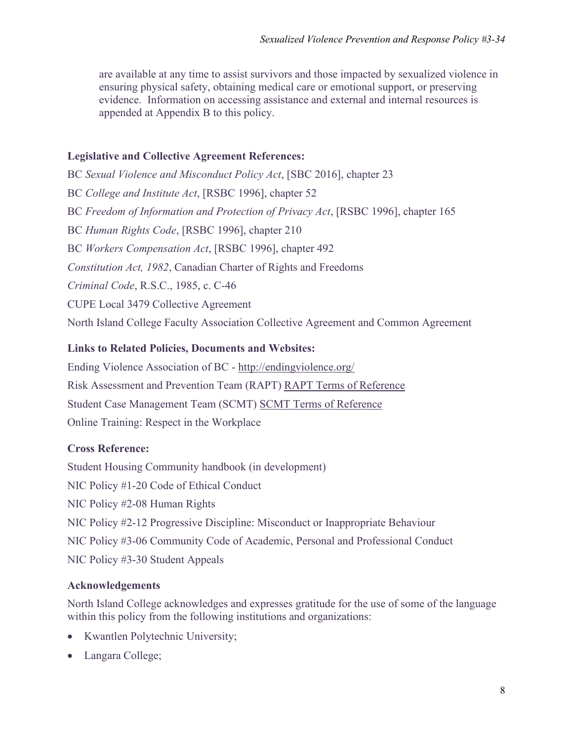are available at any time to assist survivors and those impacted by sexualized violence in ensuring physical safety, obtaining medical care or emotional support, or preserving evidence. Information on accessing assistance and external and internal resources is appended at Appendix B to this policy.

**Legislative and Collective Agreement References:**

BC *Sexual Violence and Misconduct Policy Act*, [SBC 2016], chapter 23

BC *College and Institute Act*, [RSBC 1996], chapter 52

BC *Freedom of Information and Protection of Privacy Act*, [RSBC 1996], chapter 165

BC *Human Rights Code*, [RSBC 1996], chapter 210

BC *Workers Compensation Act*, [RSBC 1996], chapter 492

*Constitution Act, 1982*, Canadian Charter of Rights and Freedoms

*Criminal Code*, R.S.C., 1985, c. C-46

CUPE Local 3479 Collective Agreement

North Island College Faculty Association Collective Agreement and Common Agreement

**Links to Related Policies, Documents and Websites:**

Ending Violence Association of BC - http://endingviolence.org/

Risk Assessment and Prevention Team (RAPT) RAPT Terms of Reference

Student Case Management Team (SCMT) SCMT Terms of Reference

Online Training: Respect in the Workplace

**Cross Reference:**

Student Housing Community handbook (in development)

NIC Policy #1-20 Code of Ethical Conduct

NIC Policy #2-08 Human Rights

NIC Policy #2-12 Progressive Discipline: Misconduct or Inappropriate Behaviour

NIC Policy #3-06 Community Code of Academic, Personal and Professional Conduct

NIC Policy #3-30 Student Appeals

**Acknowledgements**

North Island College acknowledges and expresses gratitude for the use of some of the language within this policy from the following institutions and organizations:

- Kwantlen Polytechnic University;
- Langara College;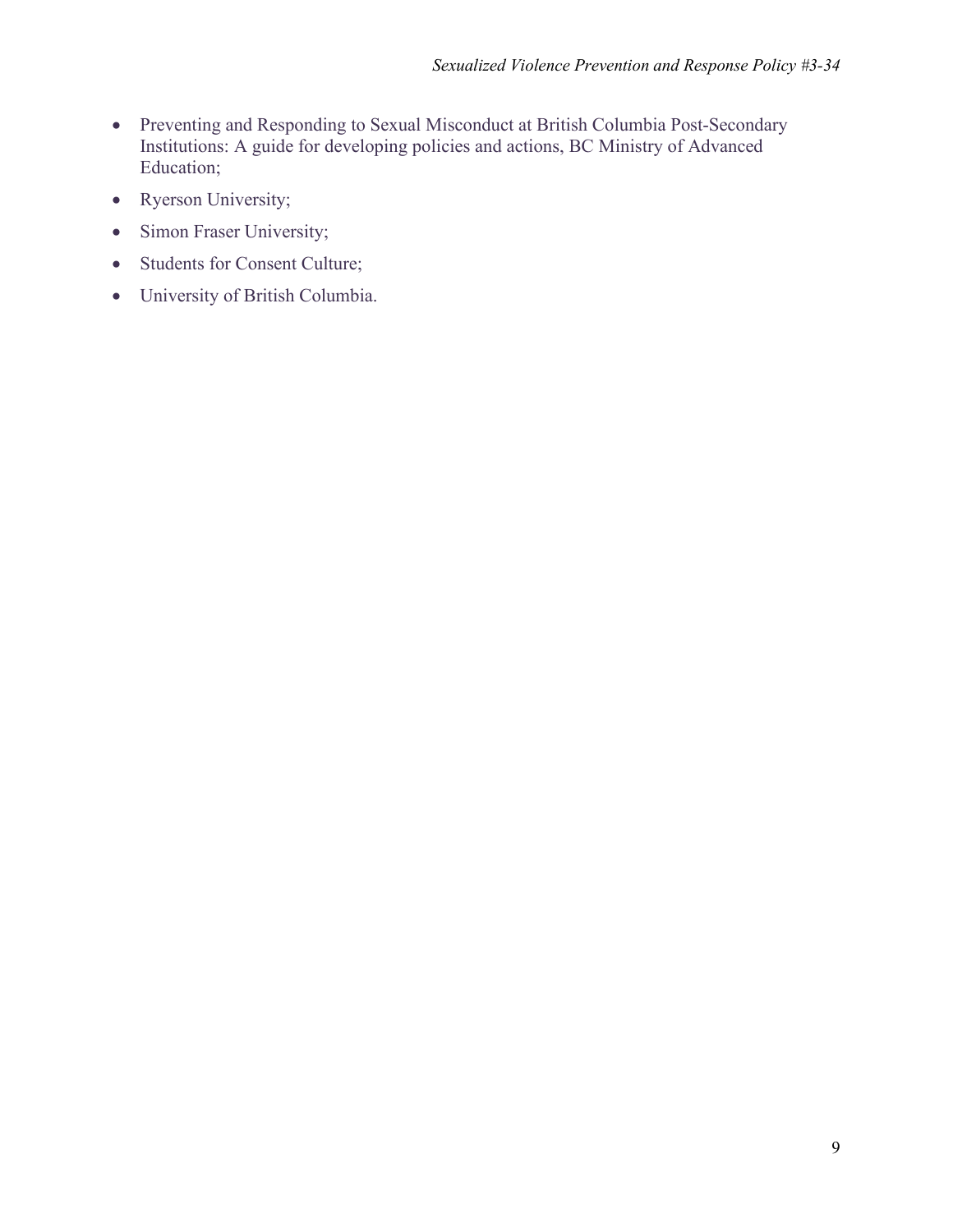- Preventing and Responding to Sexual Misconduct at British Columbia Post-Secondary Institutions: A guide for developing policies and actions, BC Ministry of Advanced Education;
- Ryerson University;
- Simon Fraser University;
- Students for Consent Culture;
- University of British Columbia.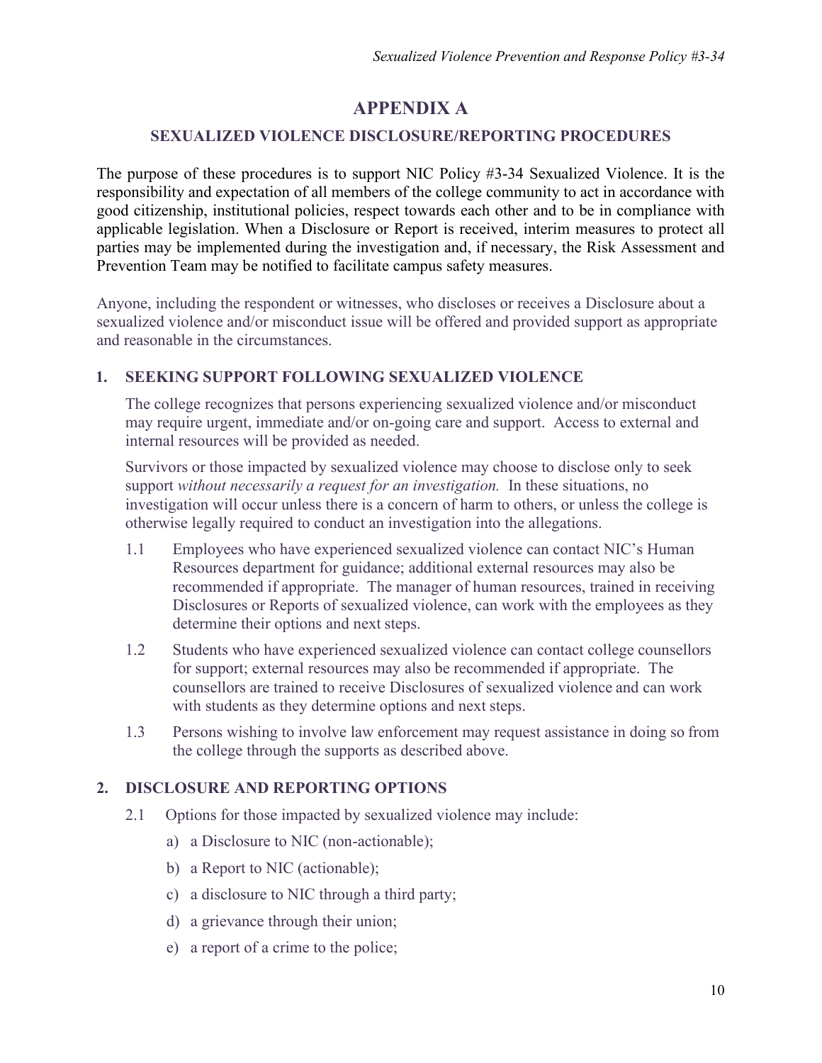# APPENDIX A

## SEXUALIZED VIOLENCE DISCLOSURE/REPORTING PROCEDURES

The purpose of these procedures is to support NIC Policy #3-34 Sexualized Violence. It is the responsibility and expectation of all members of the college community to act in accordance with good citizenship, institutional policies, respect towards each other and to be in compliance with applicable legislation. When a Disclosure or Report is received, interim measures to protect all parties may be implemented during the investigation and, if necessary, the Risk Assessment and Prevention Team may be notified to facilitate campus safety measures.

Anyone, including the respondent or witnesses, who discloses or receives a Disclosure about a sexualized violence and/or misconduct issue will be offered and provided support as appropriate and reasonable in the circumstances.

### 1. SEEKING SUPPORT FOLLOWING SEXUALIZED VIOLENCE

The college recognizes that persons experiencing sexualized violence and/or misconduct may require urgent, immediate and/or on-going care and support. Access to external and internal resources will be provided as needed.

Survivors or those impacted by sexualized violence may choose to disclose only to seek support *without necessarily a request for an investigation.* In these situations, no investigation will occur unless there is a concern of harm to others, or unless the college is otherwise legally required to conduct an investigation into the allegations.

1.1 Employees who have experienced sexualized violence can contact NIC's Human Resources department for guidance; additional external resources may also be recommended if appropriate. The manager of human resources, trained in receiving Disclosures or Reports of sexualized violence, can work with the employees as they determine their options and next steps.

1.2 Students who have experienced sexualized violence can contact college counsellors for support; external resources may also be recommended if appropriate. The counsellors are trained to receive Disclosures of sexualized violence and can work with students as they determine options and next steps.

1.3 Persons wishing to involve law enforcement may request assistance in doing so from the college through the supports as described above.

### 2. DISCLOSURE AND REPORTING OPTIONS

2.1 Options for those impacted by sexualized violence may include:

a) a Disclosure to NIC (non-actionable);

b) a Report to NIC (actionable);

c) a disclosure to NIC through a third party;

d) a grievance through their union;

e) a report of a crime to the police;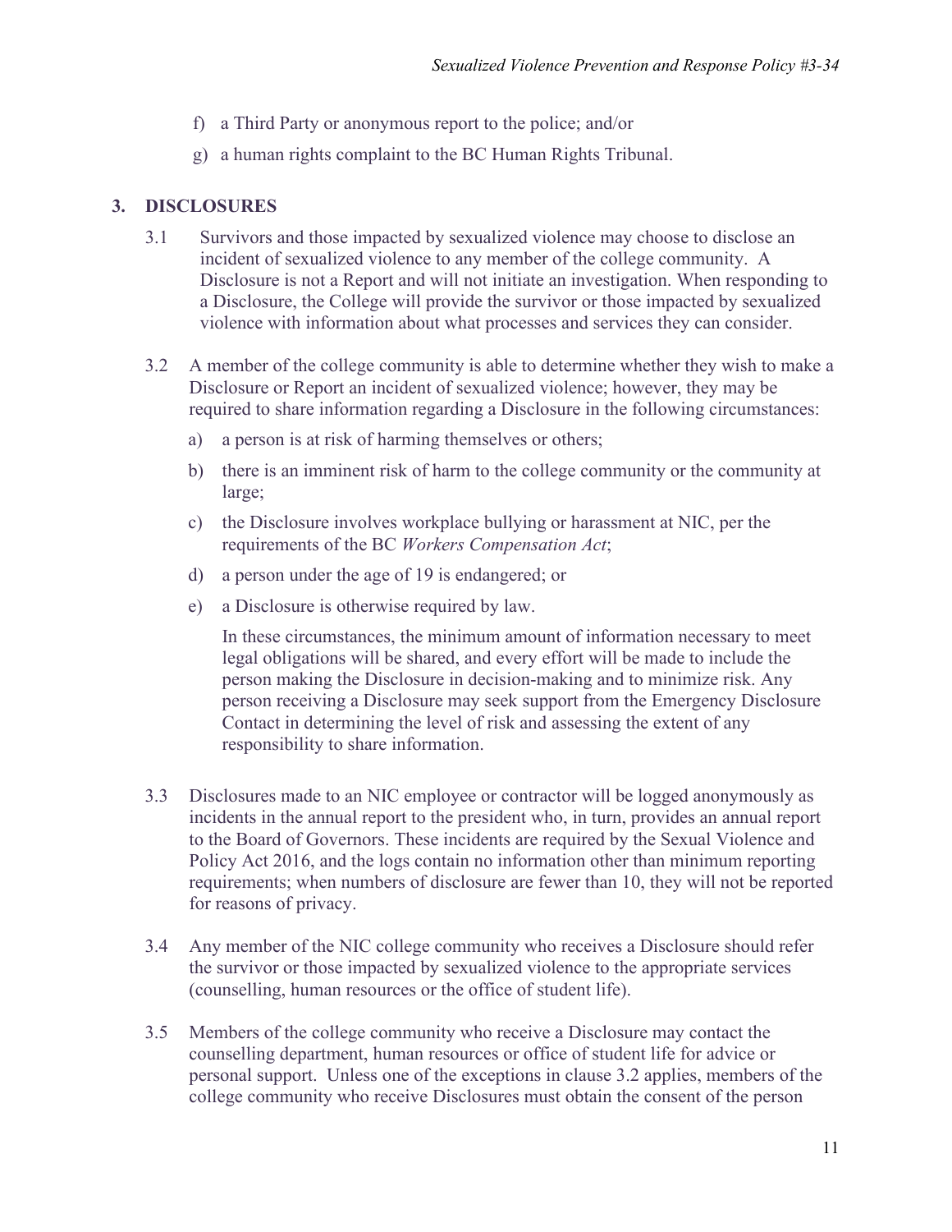f) a Third Party or anonymous report to the police; and/or

g) a human rights complaint to the BC Human Rights Tribunal.

## 3. DISCLOSURES

3.1 Survivors and those impacted by sexualized violence may choose to disclose an incident of sexualized violence to any member of the college community. A Disclosure is not a Report and will not initiate an investigation. When responding to a Disclosure, the College will provide the survivor or those impacted by sexualized violence with information about what processes and services they can consider.

3.2 A member of the college community is able to determine whether they wish to make a Disclosure or Report an incident of sexualized violence; however, they may be required to share information regarding a Disclosure in the following circumstances:

a) a person is at risk of harming themselves or others;

b) there is an imminent risk of harm to the college community or the community at large;

c) the Disclosure involves workplace bullying or harassment at NIC, per the requirements of the BC *Workers Compensation Act*;

d) a person under the age of 19 is endangered; or

e) a Disclosure is otherwise required by law.

In these circumstances, the minimum amount of information necessary to meet legal obligations will be shared, and every effort will be made to include the person making the Disclosure in decision-making and to minimize risk. Any person receiving a Disclosure may seek support from the Emergency Disclosure Contact in determining the level of risk and assessing the extent of any responsibility to share information.

3.3 Disclosures made to an NIC employee or contractor will be logged anonymously as incidents in the annual report to the president who, in turn, provides an annual report to the Board of Governors. These incidents are required by the Sexual Violence and Policy Act 2016, and the logs contain no information other than minimum reporting requirements; when numbers of disclosure are fewer than 10, they will not be reported for reasons of privacy.

3.4 Any member of the NIC college community who receives a Disclosure should refer the survivor or those impacted by sexualized violence to the appropriate services (counselling, human resources or the office of student life).

3.5 Members of the college community who receive a Disclosure may contact the counselling department, human resources or office of student life for advice or personal support. Unless one of the exceptions in clause 3.2 applies, members of the college community who receive Disclosures must obtain the consent of the person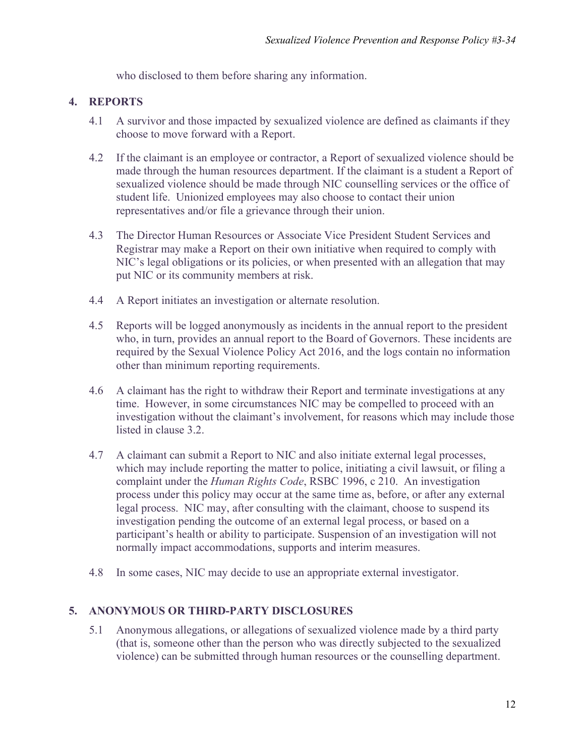who disclosed to them before sharing any information.

## 4. REPORTS

4.1 A survivor and those impacted by sexualized violence are defined as claimants if they choose to move forward with a Report.

4.2 If the claimant is an employee or contractor, a Report of sexualized violence should be made through the human resources department. If the claimant is a student a Report of sexualized violence should be made through NIC counselling services or the office of student life. Unionized employees may also choose to contact their union representatives and/or file a grievance through their union.

4.3 The Director Human Resources or Associate Vice President Student Services and Registrar may make a Report on their own initiative when required to comply with NIC's legal obligations or its policies, or when presented with an allegation that may put NIC or its community members at risk.

4.4 A Report initiates an investigation or alternate resolution.

4.5 Reports will be logged anonymously as incidents in the annual report to the president who, in turn, provides an annual report to the Board of Governors. These incidents are required by the Sexual Violence Policy Act 2016, and the logs contain no information other than minimum reporting requirements.

4.6 A claimant has the right to withdraw their Report and terminate investigations at any time. However, in some circumstances NIC may be compelled to proceed with an investigation without the claimant's involvement, for reasons which may include those listed in clause 3.2.

4.7 A claimant can submit a Report to NIC and also initiate external legal processes, which may include reporting the matter to police, initiating a civil lawsuit, or filing a complaint under the *Human Rights Code*, RSBC 1996, c 210. An investigation process under this policy may occur at the same time as, before, or after any external legal process. NIC may, after consulting with the claimant, choose to suspend its investigation pending the outcome of an external legal process, or based on a participant's health or ability to participate. Suspension of an investigation will not normally impact accommodations, supports and interim measures.

4.8 In some cases, NIC may decide to use an appropriate external investigator.

## 5. ANONYMOUS OR THIRD-PARTY DISCLOSURES

5.1 Anonymous allegations, or allegations of sexualized violence made by a third party (that is, someone other than the person who was directly subjected to the sexualized violence) can be submitted through human resources or the counselling department.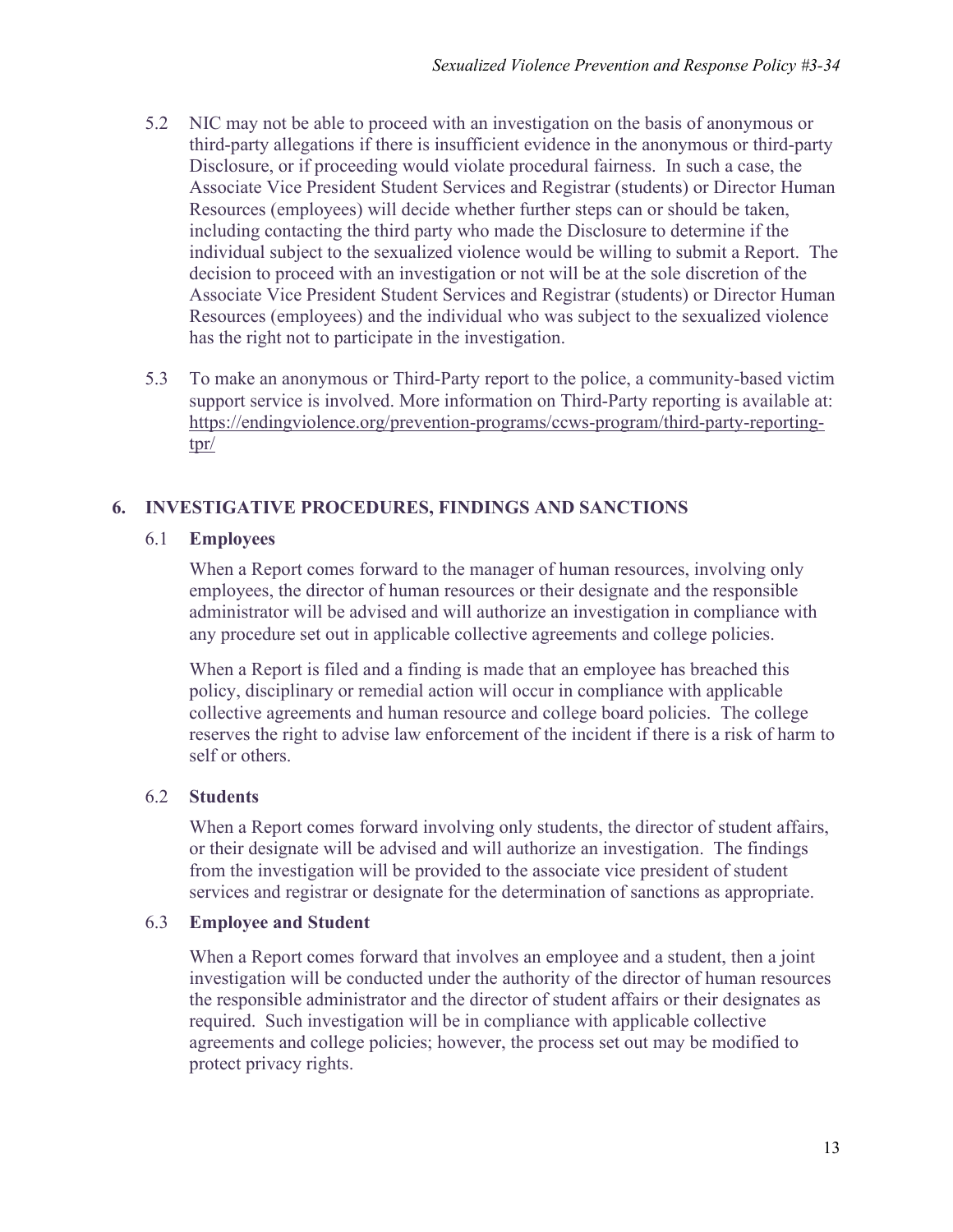5.2 NIC may not be able to proceed with an investigation on the basis of anonymous or third-party allegations if there is insufficient evidence in the anonymous or third-party Disclosure, or if proceeding would violate procedural fairness. In such a case, the Associate Vice President Student Services and Registrar (students) or Director Human Resources (employees) will decide whether further steps can or should be taken, including contacting the third party who made the Disclosure to determine if the individual subject to the sexualized violence would be willing to submit a Report. The decision to proceed with an investigation or not will be at the sole discretion of the Associate Vice President Student Services and Registrar (students) or Director Human Resources (employees) and the individual who was subject to the sexualized violence has the right not to participate in the investigation.

5.3 To make an anonymous or Third-Party report to the police, a community-based victim support service is involved. More information on Third-Party reporting is available at: https://endingviolence.org/prevention-programs/ccws-program/third-party-reporting-tpr/

## 6. INVESTIGATIVE PROCEDURES, FINDINGS AND SANCTIONS

### 6.1 Employees

When a Report comes forward to the manager of human resources, involving only employees, the director of human resources or their designate and the responsible administrator will be advised and will authorize an investigation in compliance with any procedure set out in applicable collective agreements and college policies.

When a Report is filed and a finding is made that an employee has breached this policy, disciplinary or remedial action will occur in compliance with applicable collective agreements and human resource and college board policies. The college reserves the right to advise law enforcement of the incident if there is a risk of harm to self or others.

### 6.2 Students

When a Report comes forward involving only students, the director of student affairs, or their designate will be advised and will authorize an investigation. The findings from the investigation will be provided to the associate vice president of student services and registrar or designate for the determination of sanctions as appropriate.

### 6.3 Employee and Student

When a Report comes forward that involves an employee and a student, then a joint investigation will be conducted under the authority of the director of human resources the responsible administrator and the director of student affairs or their designates as required. Such investigation will be in compliance with applicable collective agreements and college policies; however, the process set out may be modified to protect privacy rights.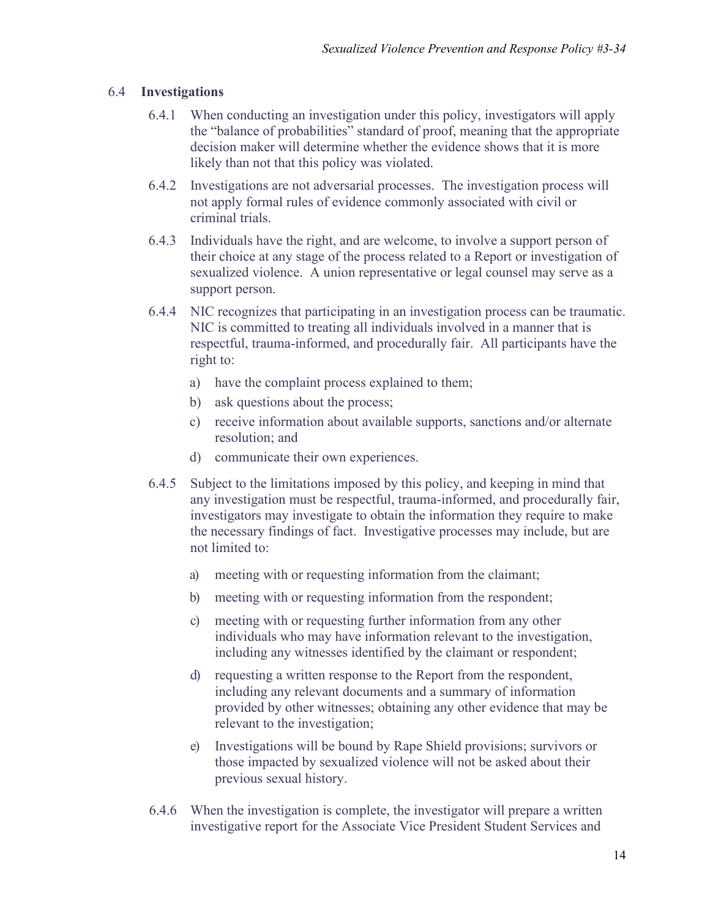## 6.4 Investigations

6.4.1 When conducting an investigation under this policy, investigators will apply the "balance of probabilities" standard of proof, meaning that the appropriate decision maker will determine whether the evidence shows that it is more likely than not that this policy was violated.

6.4.2 Investigations are not adversarial processes. The investigation process will not apply formal rules of evidence commonly associated with civil or criminal trials.

6.4.3 Individuals have the right, and are welcome, to involve a support person of their choice at any stage of the process related to a Report or investigation of sexualized violence. A union representative or legal counsel may serve as a support person.

6.4.4 NIC recognizes that participating in an investigation process can be traumatic. NIC is committed to treating all individuals involved in a manner that is respectful, trauma-informed, and procedurally fair. All participants have the right to:

a) have the complaint process explained to them;

b) ask questions about the process;

c) receive information about available supports, sanctions and/or alternate resolution; and

d) communicate their own experiences.

6.4.5 Subject to the limitations imposed by this policy, and keeping in mind that any investigation must be respectful, trauma-informed, and procedurally fair, investigators may investigate to obtain the information they require to make the necessary findings of fact. Investigative processes may include, but are not limited to:

a) meeting with or requesting information from the claimant;

b) meeting with or requesting information from the respondent;

c) meeting with or requesting further information from any other individuals who may have information relevant to the investigation, including any witnesses identified by the claimant or respondent;

d) requesting a written response to the Report from the respondent, including any relevant documents and a summary of information provided by other witnesses; obtaining any other evidence that may be relevant to the investigation;

e) Investigations will be bound by Rape Shield provisions; survivors or those impacted by sexualized violence will not be asked about their previous sexual history.

6.4.6 When the investigation is complete, the investigator will prepare a written investigative report for the Associate Vice President Student Services and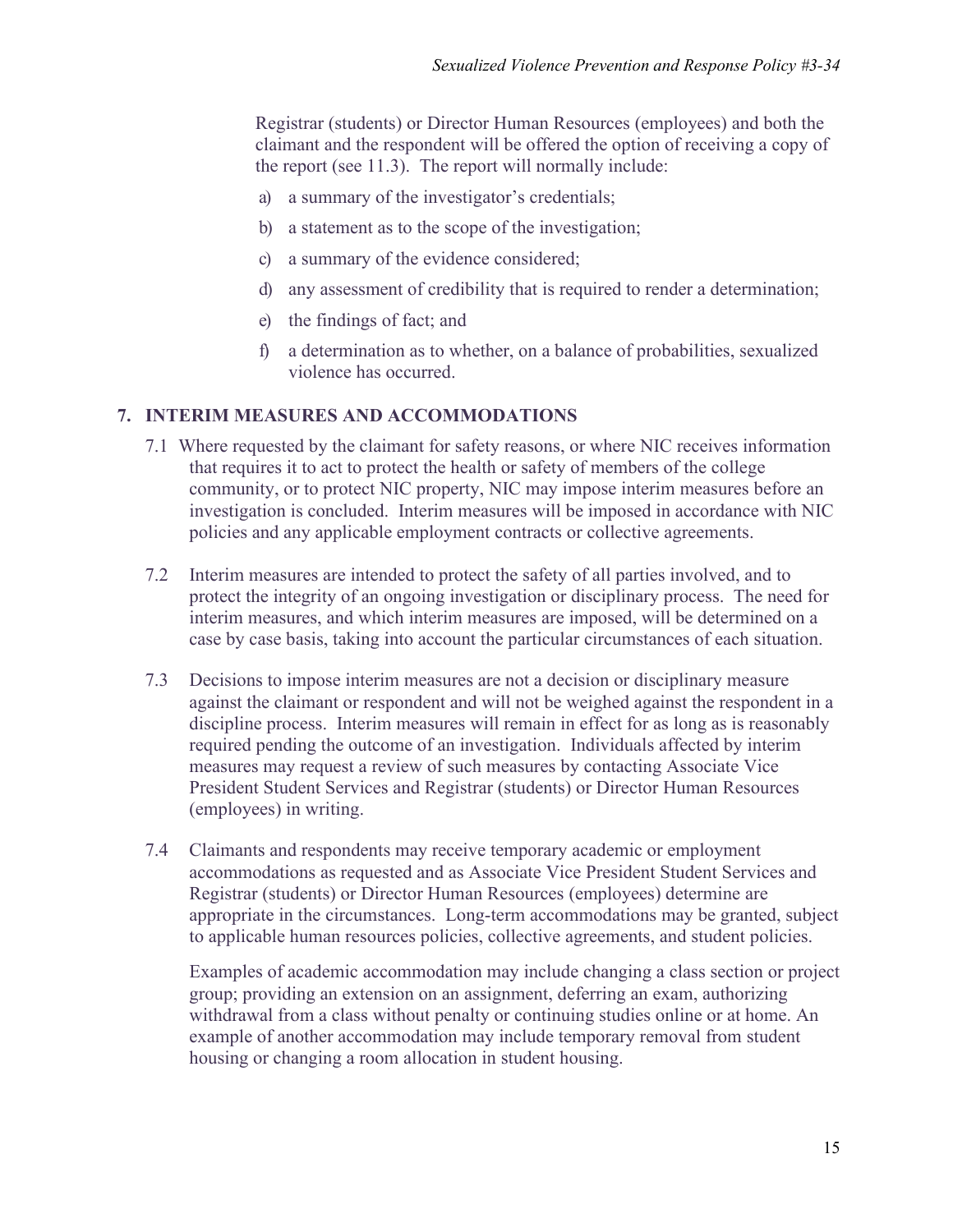Registrar (students) or Director Human Resources (employees) and both the claimant and the respondent will be offered the option of receiving a copy of the report (see 11.3). The report will normally include:

a) a summary of the investigator's credentials;

b) a statement as to the scope of the investigation;

c) a summary of the evidence considered;

d) any assessment of credibility that is required to render a determination;

e) the findings of fact; and

f) a determination as to whether, on a balance of probabilities, sexualized violence has occurred.

## 7. INTERIM MEASURES AND ACCOMMODATIONS

7.1 Where requested by the claimant for safety reasons, or where NIC receives information that requires it to act to protect the health or safety of members of the college community, or to protect NIC property, NIC may impose interim measures before an investigation is concluded. Interim measures will be imposed in accordance with NIC policies and any applicable employment contracts or collective agreements.

7.2 Interim measures are intended to protect the safety of all parties involved, and to protect the integrity of an ongoing investigation or disciplinary process. The need for interim measures, and which interim measures are imposed, will be determined on a case by case basis, taking into account the particular circumstances of each situation.

7.3 Decisions to impose interim measures are not a decision or disciplinary measure against the claimant or respondent and will not be weighed against the respondent in a discipline process. Interim measures will remain in effect for as long as is reasonably required pending the outcome of an investigation. Individuals affected by interim measures may request a review of such measures by contacting Associate Vice President Student Services and Registrar (students) or Director Human Resources (employees) in writing.

7.4 Claimants and respondents may receive temporary academic or employment accommodations as requested and as Associate Vice President Student Services and Registrar (students) or Director Human Resources (employees) determine are appropriate in the circumstances. Long-term accommodations may be granted, subject to applicable human resources policies, collective agreements, and student policies.

Examples of academic accommodation may include changing a class section or project group; providing an extension on an assignment, deferring an exam, authorizing withdrawal from a class without penalty or continuing studies online or at home. An example of another accommodation may include temporary removal from student housing or changing a room allocation in student housing.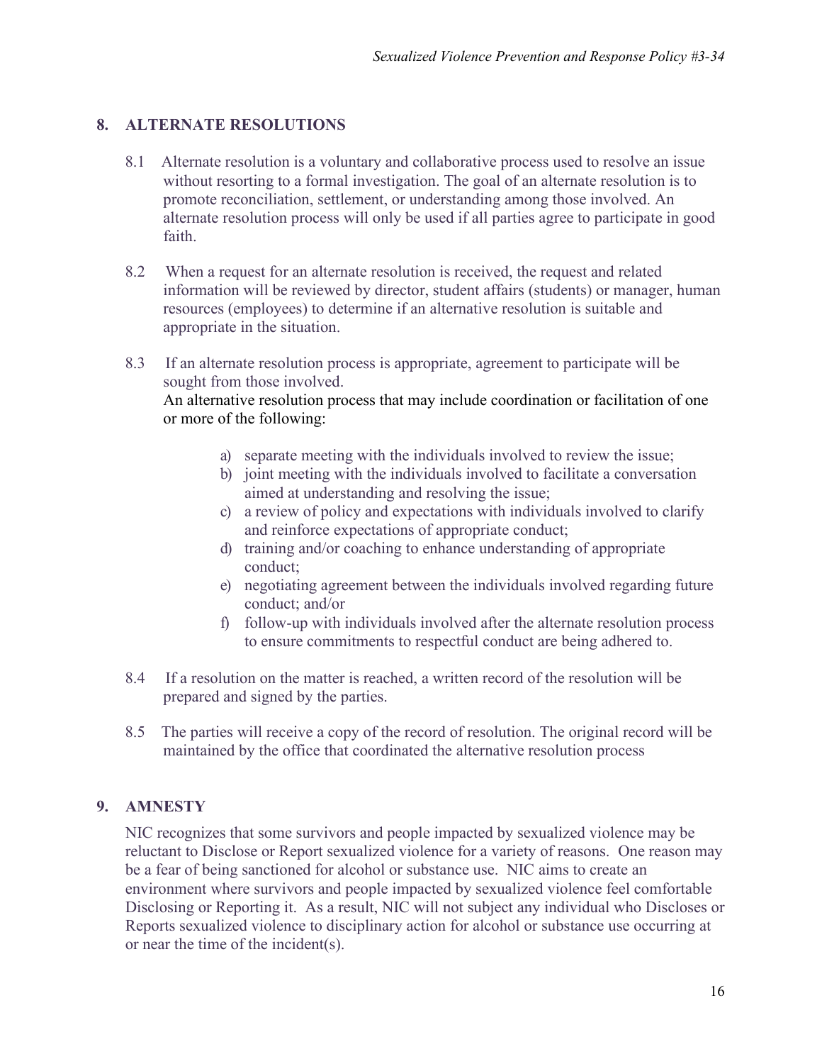## 8. ALTERNATE RESOLUTIONS

8.1 Alternate resolution is a voluntary and collaborative process used to resolve an issue without resorting to a formal investigation. The goal of an alternate resolution is to promote reconciliation, settlement, or understanding among those involved. An alternate resolution process will only be used if all parties agree to participate in good faith.

8.2 When a request for an alternate resolution is received, the request and related information will be reviewed by director, student affairs (students) or manager, human resources (employees) to determine if an alternative resolution is suitable and appropriate in the situation.

8.3 If an alternate resolution process is appropriate, agreement to participate will be sought from those involved.
An alternative resolution process that may include coordination or facilitation of one or more of the following:

a) separate meeting with the individuals involved to review the issue;
b) joint meeting with the individuals involved to facilitate a conversation aimed at understanding and resolving the issue;
c) a review of policy and expectations with individuals involved to clarify and reinforce expectations of appropriate conduct;
d) training and/or coaching to enhance understanding of appropriate conduct;
e) negotiating agreement between the individuals involved regarding future conduct; and/or
f) follow-up with individuals involved after the alternate resolution process to ensure commitments to respectful conduct are being adhered to.

8.4 If a resolution on the matter is reached, a written record of the resolution will be prepared and signed by the parties.

8.5 The parties will receive a copy of the record of resolution. The original record will be maintained by the office that coordinated the alternative resolution process

## 9. AMNESTY

NIC recognizes that some survivors and people impacted by sexualized violence may be reluctant to Disclose or Report sexualized violence for a variety of reasons. One reason may be a fear of being sanctioned for alcohol or substance use. NIC aims to create an environment where survivors and people impacted by sexualized violence feel comfortable Disclosing or Reporting it. As a result, NIC will not subject any individual who Discloses or Reports sexualized violence to disciplinary action for alcohol or substance use occurring at or near the time of the incident(s).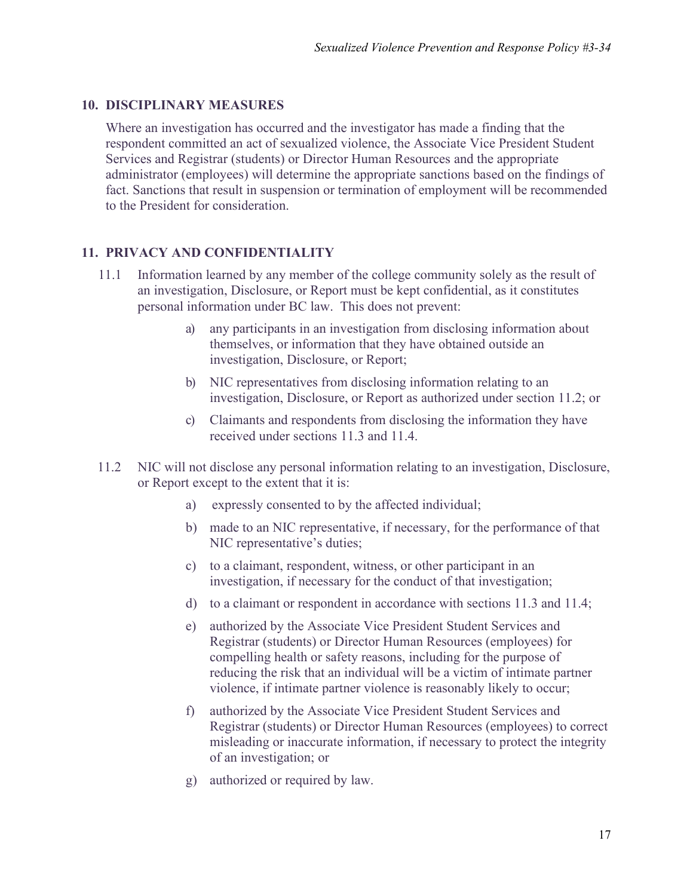## 10. DISCIPLINARY MEASURES

Where an investigation has occurred and the investigator has made a finding that the respondent committed an act of sexualized violence, the Associate Vice President Student Services and Registrar (students) or Director Human Resources and the appropriate administrator (employees) will determine the appropriate sanctions based on the findings of fact. Sanctions that result in suspension or termination of employment will be recommended to the President for consideration.

## 11. PRIVACY AND CONFIDENTIALITY

11.1 Information learned by any member of the college community solely as the result of an investigation, Disclosure, or Report must be kept confidential, as it constitutes personal information under BC law. This does not prevent:

- a) any participants in an investigation from disclosing information about themselves, or information that they have obtained outside an investigation, Disclosure, or Report;
- b) NIC representatives from disclosing information relating to an investigation, Disclosure, or Report as authorized under section 11.2; or
- c) Claimants and respondents from disclosing the information they have received under sections 11.3 and 11.4.

11.2 NIC will not disclose any personal information relating to an investigation, Disclosure, or Report except to the extent that it is:

- a) expressly consented to by the affected individual;
- b) made to an NIC representative, if necessary, for the performance of that NIC representative's duties;
- c) to a claimant, respondent, witness, or other participant in an investigation, if necessary for the conduct of that investigation;
- d) to a claimant or respondent in accordance with sections 11.3 and 11.4;
- e) authorized by the Associate Vice President Student Services and Registrar (students) or Director Human Resources (employees) for compelling health or safety reasons, including for the purpose of reducing the risk that an individual will be a victim of intimate partner violence, if intimate partner violence is reasonably likely to occur;
- f) authorized by the Associate Vice President Student Services and Registrar (students) or Director Human Resources (employees) to correct misleading or inaccurate information, if necessary to protect the integrity of an investigation; or
- g) authorized or required by law.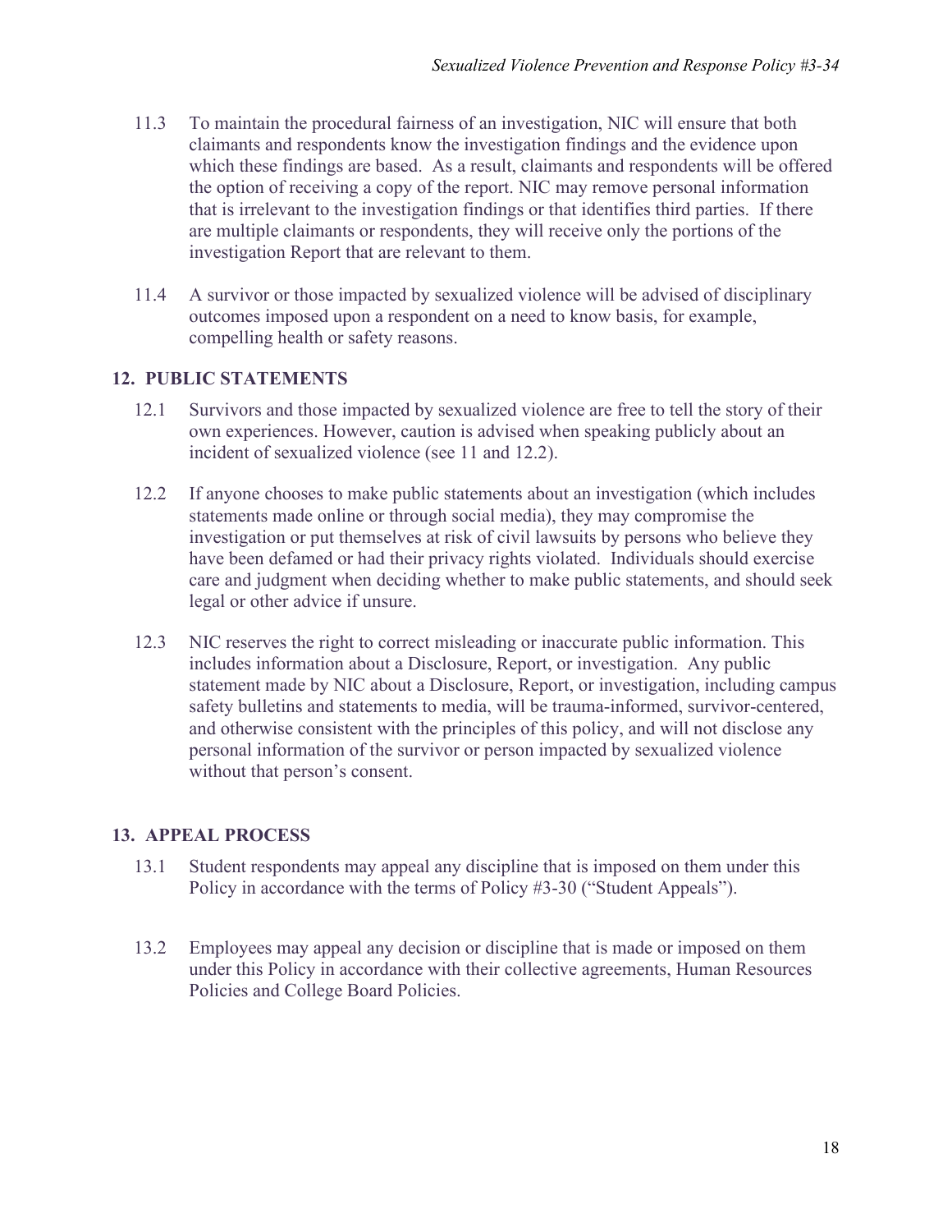11.3 To maintain the procedural fairness of an investigation, NIC will ensure that both claimants and respondents know the investigation findings and the evidence upon which these findings are based. As a result, claimants and respondents will be offered the option of receiving a copy of the report. NIC may remove personal information that is irrelevant to the investigation findings or that identifies third parties. If there are multiple claimants or respondents, they will receive only the portions of the investigation Report that are relevant to them.

11.4 A survivor or those impacted by sexualized violence will be advised of disciplinary outcomes imposed upon a respondent on a need to know basis, for example, compelling health or safety reasons.

## 12. PUBLIC STATEMENTS

12.1 Survivors and those impacted by sexualized violence are free to tell the story of their own experiences. However, caution is advised when speaking publicly about an incident of sexualized violence (see 11 and 12.2).

12.2 If anyone chooses to make public statements about an investigation (which includes statements made online or through social media), they may compromise the investigation or put themselves at risk of civil lawsuits by persons who believe they have been defamed or had their privacy rights violated. Individuals should exercise care and judgment when deciding whether to make public statements, and should seek legal or other advice if unsure.

12.3 NIC reserves the right to correct misleading or inaccurate public information. This includes information about a Disclosure, Report, or investigation. Any public statement made by NIC about a Disclosure, Report, or investigation, including campus safety bulletins and statements to media, will be trauma-informed, survivor-centered, and otherwise consistent with the principles of this policy, and will not disclose any personal information of the survivor or person impacted by sexualized violence without that person's consent.

## 13. APPEAL PROCESS

13.1 Student respondents may appeal any discipline that is imposed on them under this Policy in accordance with the terms of Policy #3-30 ("Student Appeals").

13.2 Employees may appeal any decision or discipline that is made or imposed on them under this Policy in accordance with their collective agreements, Human Resources Policies and College Board Policies.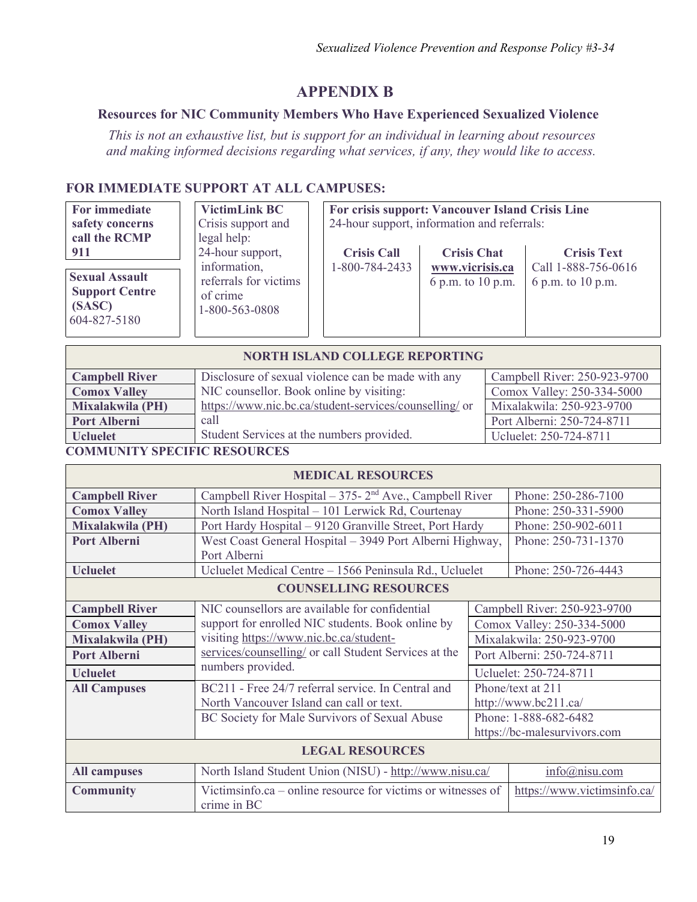# APPENDIX B

### Resources for NIC Community Members Who Have Experienced Sexualized Violence

*This is not an exhaustive list, but is support for an individual in learning about resources and making informed decisions regarding what services, if any, they would like to access.*

## FOR IMMEDIATE SUPPORT AT ALL CAMPUSES:

**For immediate safety concerns call the RCMP 911**

**Sexual Assault Support Centre (SASC)**
604-827-5180

**VictimLink BC**
Crisis support and legal help:
24-hour support, information, referrals for victims of crime
1-800-563-0808

**For crisis support: Vancouver Island Crisis Line**
24-hour support, information and referrals:

| Crisis Call | Crisis Chat | Crisis Text |
|---|---|---|
| 1-800-784-2433 | **www.vicrisis.ca**<br>6 p.m. to 10 p.m. | Call 1-888-756-0616<br>6 p.m. to 10 p.m. |

| NORTH ISLAND COLLEGE REPORTING | | |
|---|---|---|
| **Campbell River** | Disclosure of sexual violence can be made with any NIC counsellor. Book online by visiting: https://www.nic.bc.ca/student-services/counselling/ or call Student Services at the numbers provided. | Campbell River: 250-923-9700 |
| **Comox Valley** | | Comox Valley: 250-334-5000 |
| **Mixalakwila (PH)** | | Mixalakwila: 250-923-9700 |
| **Port Alberni** | | Port Alberni: 250-724-8711 |
| **Ucluelet** | | Ucluelet: 250-724-8711 |

**COMMUNITY SPECIFIC RESOURCES**

| MEDICAL RESOURCES | | |
|---|---|---|
| **Campbell River** | Campbell River Hospital – 375- 2nd Ave., Campbell River | Phone: 250-286-7100 |
| **Comox Valley** | North Island Hospital – 101 Lerwick Rd, Courtenay | Phone: 250-331-5900 |
| **Mixalakwila (PH)** | Port Hardy Hospital – 9120 Granville Street, Port Hardy | Phone: 250-902-6011 |
| **Port Alberni** | West Coast General Hospital – 3949 Port Alberni Highway, Port Alberni | Phone: 250-731-1370 |
| **Ucluelet** | Ucluelet Medical Centre – 1566 Peninsula Rd., Ucluelet | Phone: 250-726-4443 |
| **COUNSELLING RESOURCES** | | |
| **Campbell River** | NIC counsellors are available for confidential support for enrolled NIC students. Book online by visiting https://www.nic.bc.ca/student-services/counselling/ or call Student Services at the numbers provided. | Campbell River: 250-923-9700 |
| **Comox Valley** | | Comox Valley: 250-334-5000 |
| **Mixalakwila (PH)** | | Mixalakwila: 250-923-9700 |
| **Port Alberni** | | Port Alberni: 250-724-8711 |
| **Ucluelet** | | Ucluelet: 250-724-8711 |
| **All Campuses** | BC211 - Free 24/7 referral service. In Central and North Vancouver Island can call or text. | Phone/text at 211<br>http://www.bc211.ca/ |
| | BC Society for Male Survivors of Sexual Abuse | Phone: 1-888-682-6482<br>https://bc-malesurvivors.com |
| **LEGAL RESOURCES** | | |
| **All campuses** | North Island Student Union (NISU) - http://www.nisu.ca/ | info@nisu.com |
| **Community** | Victimsinfo.ca – online resource for victims or witnesses of crime in BC | https://www.victimsinfo.ca/ |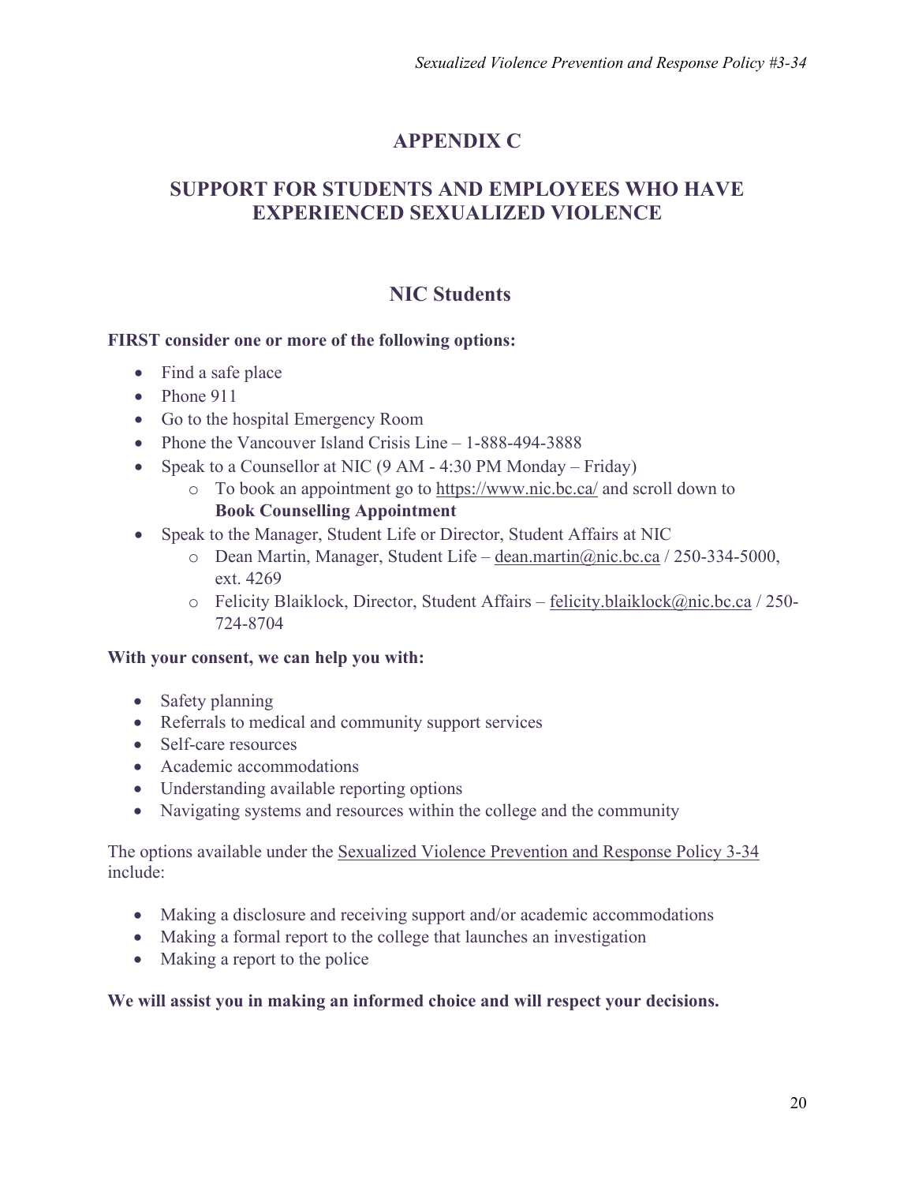# APPENDIX C

# SUPPORT FOR STUDENTS AND EMPLOYEES WHO HAVE EXPERIENCED SEXUALIZED VIOLENCE

## NIC Students

**FIRST consider one or more of the following options:**

- Find a safe place
- Phone 911
- Go to the hospital Emergency Room
- Phone the Vancouver Island Crisis Line – 1-888-494-3888
- Speak to a Counsellor at NIC (9 AM - 4:30 PM Monday – Friday)
  - To book an appointment go to https://www.nic.bc.ca/ and scroll down to **Book Counselling Appointment**
- Speak to the Manager, Student Life or Director, Student Affairs at NIC
  - Dean Martin, Manager, Student Life – dean.martin@nic.bc.ca / 250-334-5000, ext. 4269
  - Felicity Blaiklock, Director, Student Affairs – felicity.blaiklock@nic.bc.ca / 250-724-8704

**With your consent, we can help you with:**

- Safety planning
- Referrals to medical and community support services
- Self-care resources
- Academic accommodations
- Understanding available reporting options
- Navigating systems and resources within the college and the community

The options available under the Sexualized Violence Prevention and Response Policy 3-34 include:

- Making a disclosure and receiving support and/or academic accommodations
- Making a formal report to the college that launches an investigation
- Making a report to the police

**We will assist you in making an informed choice and will respect your decisions.**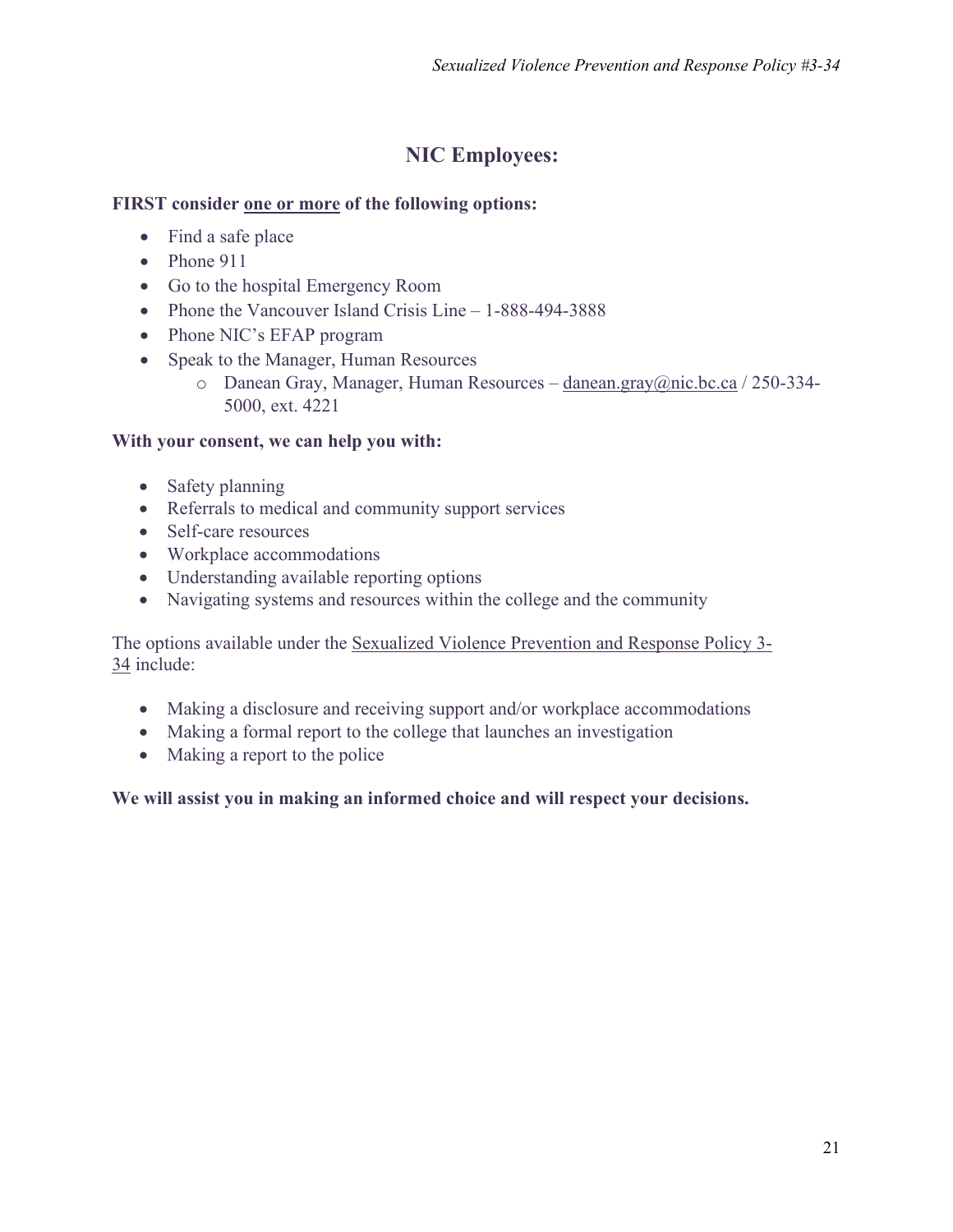## NIC Employees:

**FIRST consider <u>one or more</u> of the following options:**

- Find a safe place
- Phone 911
- Go to the hospital Emergency Room
- Phone the Vancouver Island Crisis Line – 1-888-494-3888
- Phone NIC's EFAP program
- Speak to the Manager, Human Resources
  - Danean Gray, Manager, Human Resources – danean.gray@nic.bc.ca / 250-334-5000, ext. 4221

**With your consent, we can help you with:**

- Safety planning
- Referrals to medical and community support services
- Self-care resources
- Workplace accommodations
- Understanding available reporting options
- Navigating systems and resources within the college and the community

The options available under the Sexualized Violence Prevention and Response Policy 3-34 include:

- Making a disclosure and receiving support and/or workplace accommodations
- Making a formal report to the college that launches an investigation
- Making a report to the police

**We will assist you in making an informed choice and will respect your decisions.**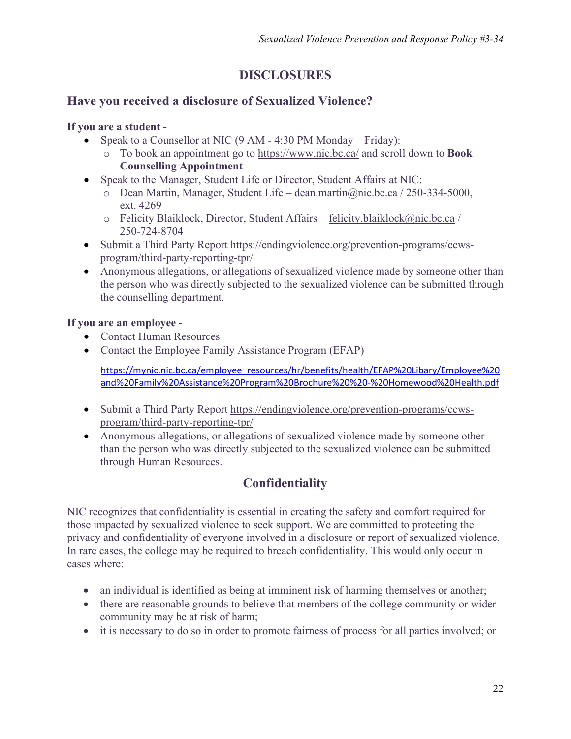# DISCLOSURES

## Have you received a disclosure of Sexualized Violence?

**If you are a student -**

- Speak to a Counsellor at NIC (9 AM - 4:30 PM Monday – Friday):
  - To book an appointment go to https://www.nic.bc.ca/ and scroll down to **Book Counselling Appointment**
- Speak to the Manager, Student Life or Director, Student Affairs at NIC:
  - Dean Martin, Manager, Student Life – dean.martin@nic.bc.ca / 250-334-5000, ext. 4269
  - Felicity Blaiklock, Director, Student Affairs – felicity.blaiklock@nic.bc.ca / 250-724-8704
- Submit a Third Party Report https://endingviolence.org/prevention-programs/ccws-program/third-party-reporting-tpr/
- Anonymous allegations, or allegations of sexualized violence made by someone other than the person who was directly subjected to the sexualized violence can be submitted through the counselling department.

**If you are an employee -**

- Contact Human Resources
- Contact the Employee Family Assistance Program (EFAP)

  https://mynic.nic.bc.ca/employee_resources/hr/benefits/health/EFAP%20Libary/Employee%20and%20Family%20Assistance%20Program%20Brochure%20%20-%20Homewood%20Health.pdf

- Submit a Third Party Report https://endingviolence.org/prevention-programs/ccws-program/third-party-reporting-tpr/
- Anonymous allegations, or allegations of sexualized violence made by someone other than the person who was directly subjected to the sexualized violence can be submitted through Human Resources.

## Confidentiality

NIC recognizes that confidentiality is essential in creating the safety and comfort required for those impacted by sexualized violence to seek support. We are committed to protecting the privacy and confidentiality of everyone involved in a disclosure or report of sexualized violence. In rare cases, the college may be required to breach confidentiality. This would only occur in cases where:

- an individual is identified as being at imminent risk of harming themselves or another;
- there are reasonable grounds to believe that members of the college community or wider community may be at risk of harm;
- it is necessary to do so in order to promote fairness of process for all parties involved; or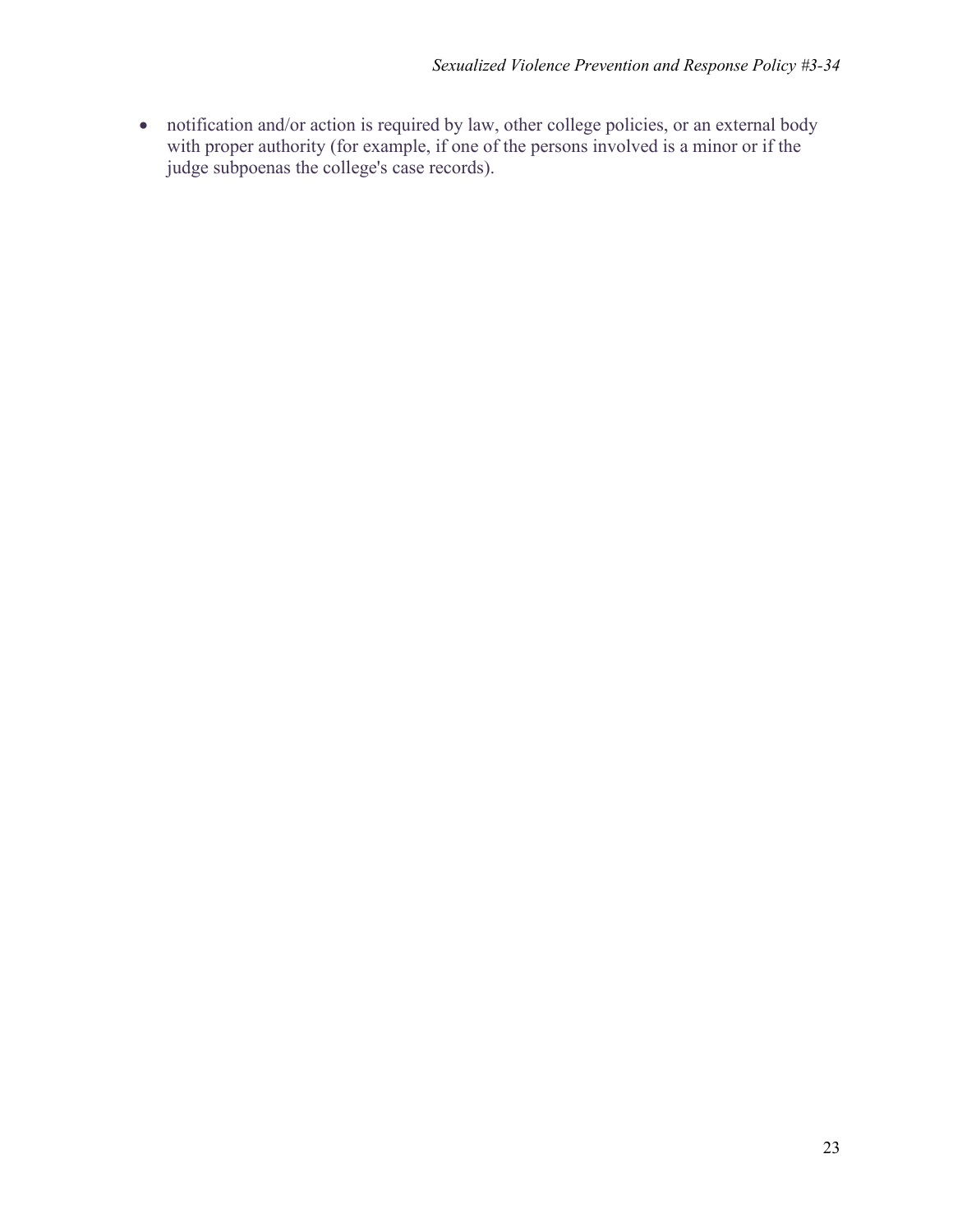- notification and/or action is required by law, other college policies, or an external body with proper authority (for example, if one of the persons involved is a minor or if the judge subpoenas the college's case records).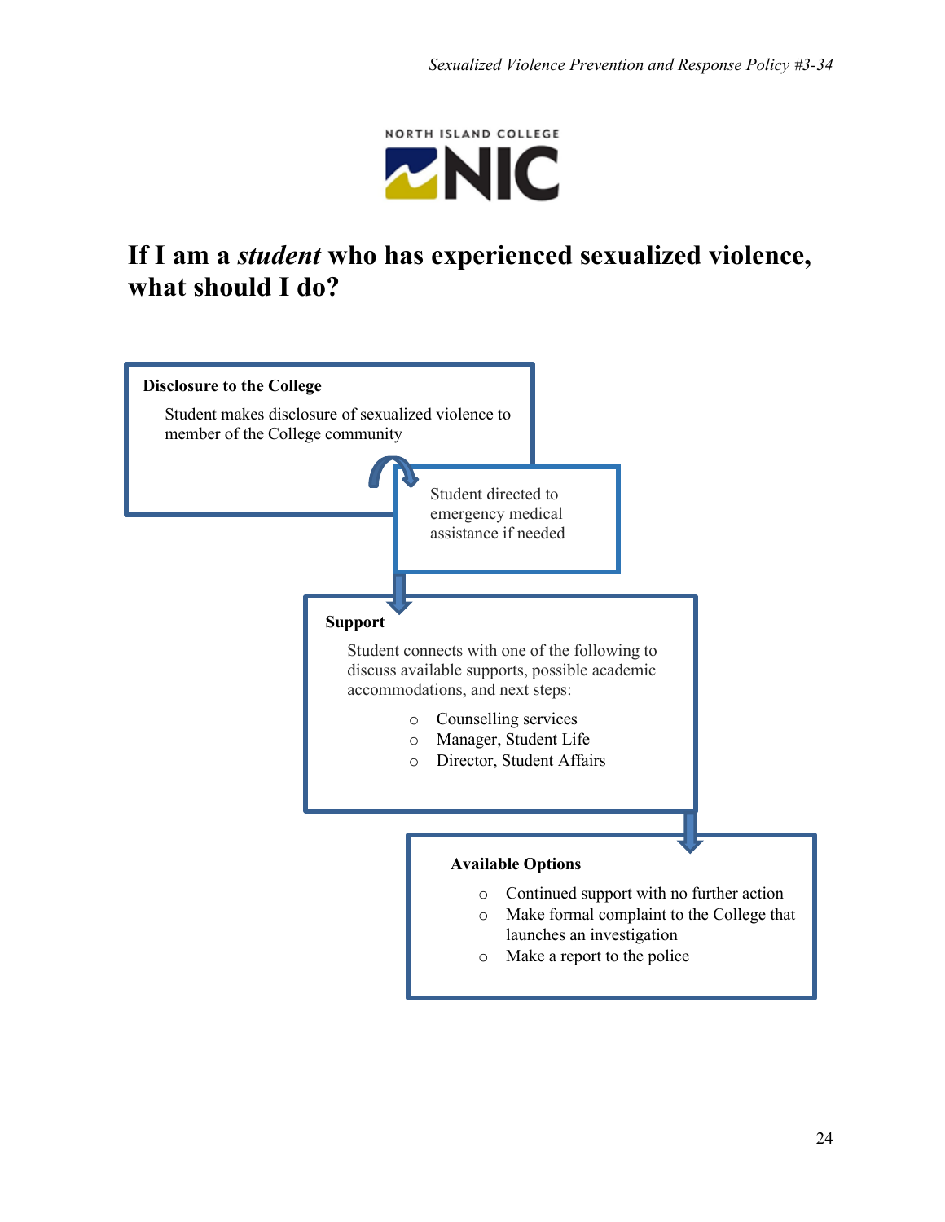NORTH ISLAND COLLEGE

NIC

# If I am a *student* who has experienced sexualized violence, what should I do?

**Disclosure to the College**

Student makes disclosure of sexualized violence to member of the College community

Student directed to emergency medical assistance if needed

**Support**

Student connects with one of the following to discuss available supports, possible academic accommodations, and next steps:

- Counselling services
- Manager, Student Life
- Director, Student Affairs

**Available Options**

- Continued support with no further action
- Make formal complaint to the College that launches an investigation
- Make a report to the police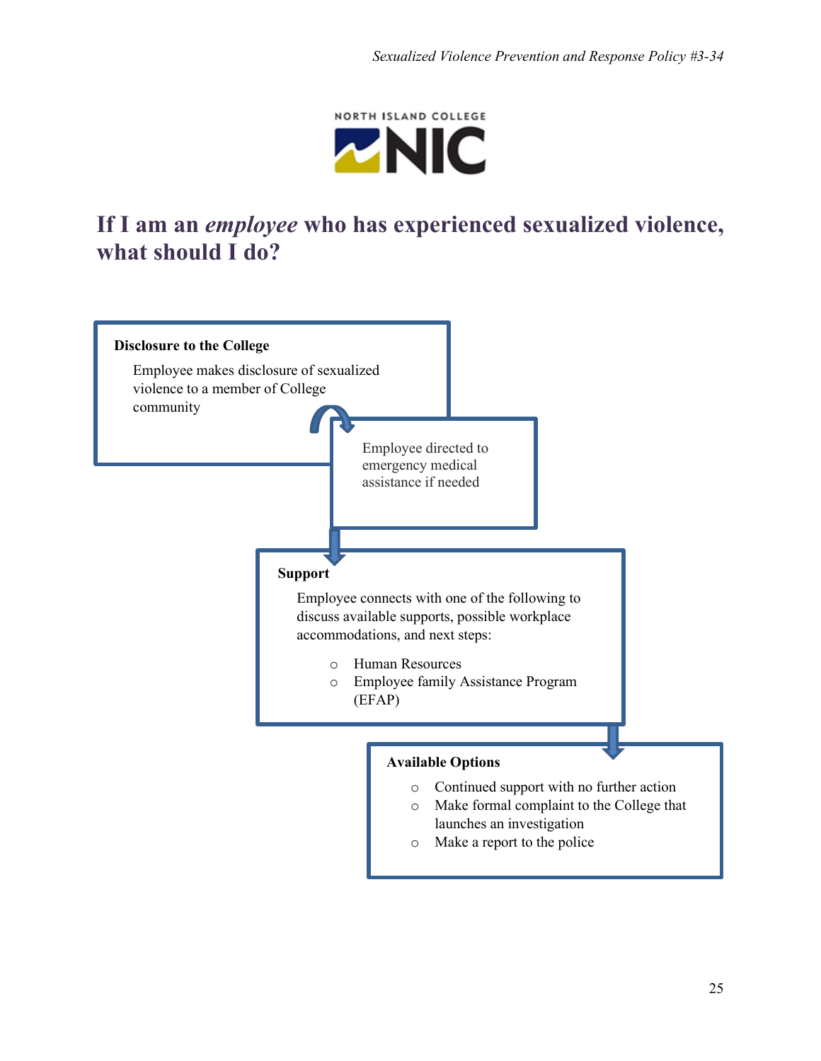# If I am an *employee* who has experienced sexualized violence, what should I do?

**Disclosure to the College**

Employee makes disclosure of sexualized violence to a member of College community

Employee directed to emergency medical assistance if needed

**Support**

Employee connects with one of the following to discuss available supports, possible workplace accommodations, and next steps:

- Human Resources
- Employee family Assistance Program (EFAP)

**Available Options**

- Continued support with no further action
- Make formal complaint to the College that launches an investigation
- Make a report to the police